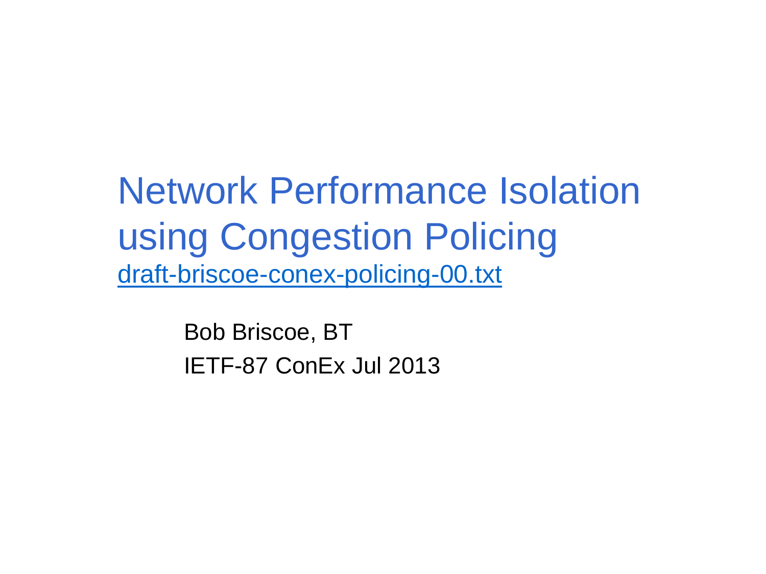# Network Performance Isolation using Congestion Policing

[draft-briscoe-conex-policing-00.txt](draft-briscoe-conex-policing-00.txt)

Bob Briscoe, BT

IETF-87 ConEx Jul 2013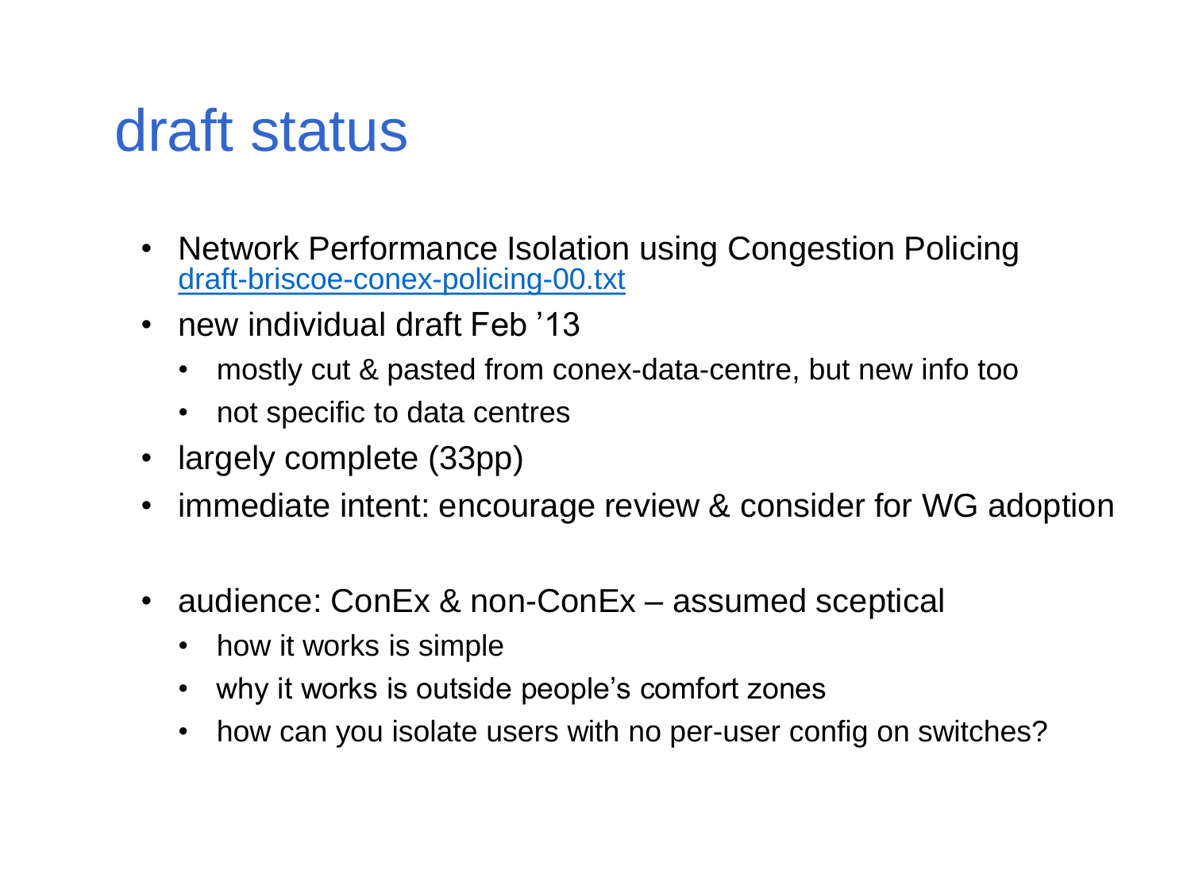# draft status

- Network Performance Isolation using Congestion Policing
  [draft-briscoe-conex-policing-00.txt](draft-briscoe-conex-policing-00.txt)
- new individual draft Feb ’13
  - mostly cut & pasted from conex-data-centre, but new info too
  - not specific to data centres
- largely complete (33pp)
- immediate intent: encourage review & consider for WG adoption

- audience: ConEx & non-ConEx – assumed sceptical
  - how it works is simple
  - why it works is outside people’s comfort zones
  - how can you isolate users with no per-user config on switches?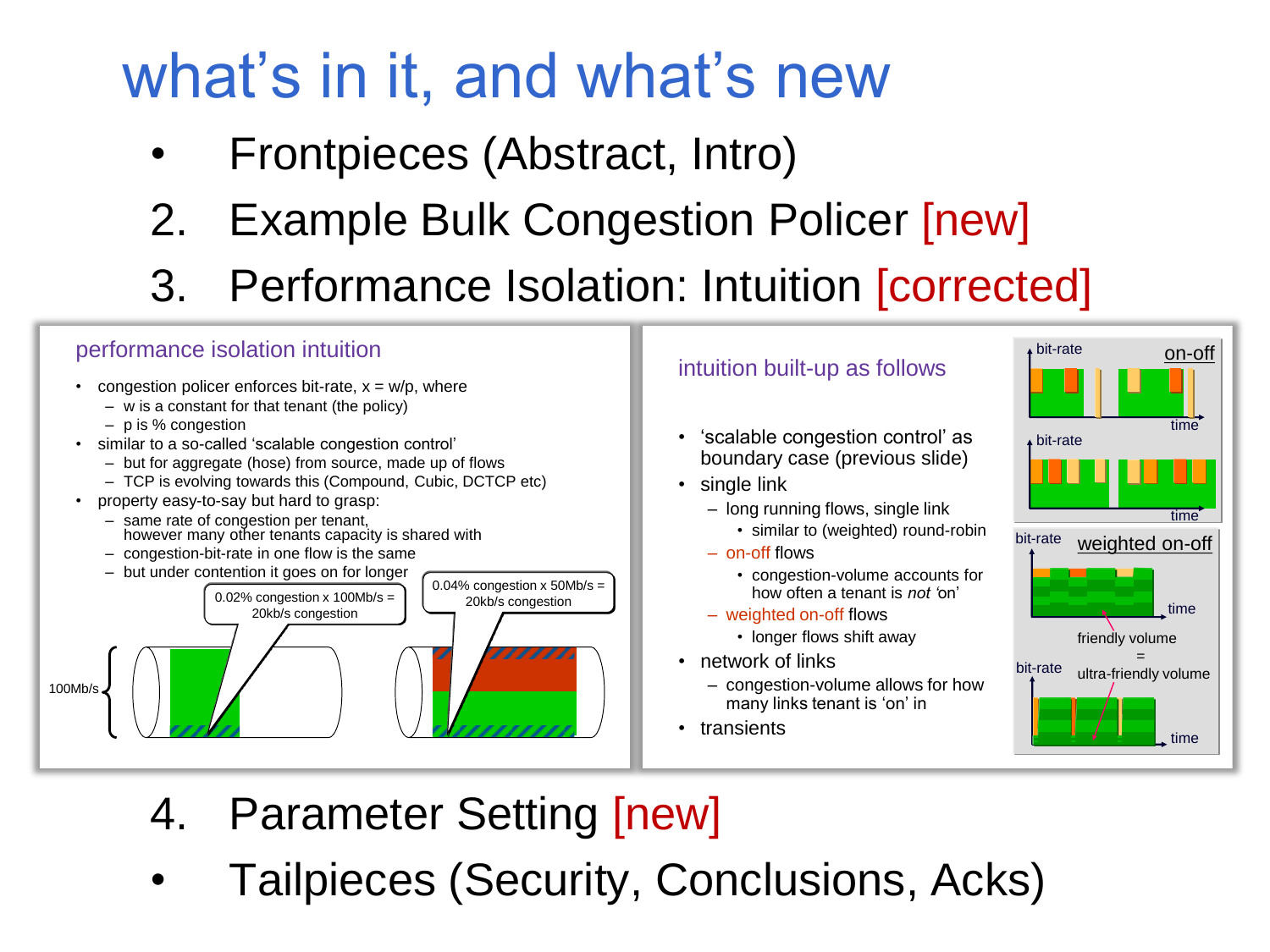# what's in it, and what's new

- Frontpieces (Abstract, Intro)
2. Example Bulk Congestion Policer [new]
3. Performance Isolation: Intuition [corrected]

## performance isolation intuition

- congestion policer enforces bit-rate, x = w/p, where
  - w is a constant for that tenant (the policy)
  - p is % congestion
- similar to a so-called 'scalable congestion control'
  - but for aggregate (hose) from source, made up of flows
  - TCP is evolving towards this (Compound, Cubic, DCTCP etc)
- property easy-to-say but hard to grasp:
  - same rate of congestion per tenant, however many other tenants capacity is shared with
  - congestion-bit-rate in one flow is the same
  - but under contention it goes on for longer

100Mb/s

0.02% congestion x 100Mb/s = 20kb/s congestion

0.04% congestion x 50Mb/s = 20kb/s congestion

## intuition built-up as follows

- 'scalable congestion control' as boundary case (previous slide)
- single link
  - long running flows, single link
    - similar to (weighted) round-robin
  - on-off flows
    - congestion-volume accounts for how often a tenant is *not* 'on'
  - weighted on-off flows
    - longer flows shift away
- network of links
  - congestion-volume allows for how many links tenant is 'on' in
- transients

on-off

bit-rate, time

weighted on-off

friendly volume = ultra-friendly volume

4. Parameter Setting [new]

- Tailpieces (Security, Conclusions, Acks)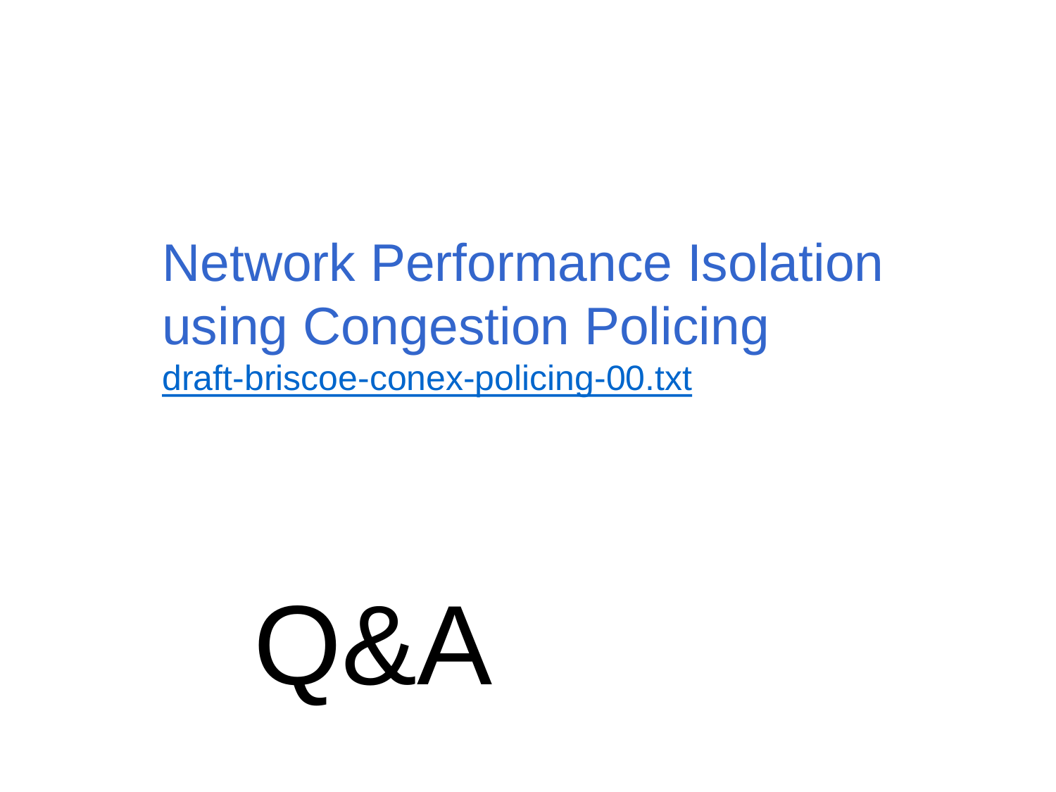# Network Performance Isolation using Congestion Policing

draft-briscoe-conex-policing-00.txt

# Q&A